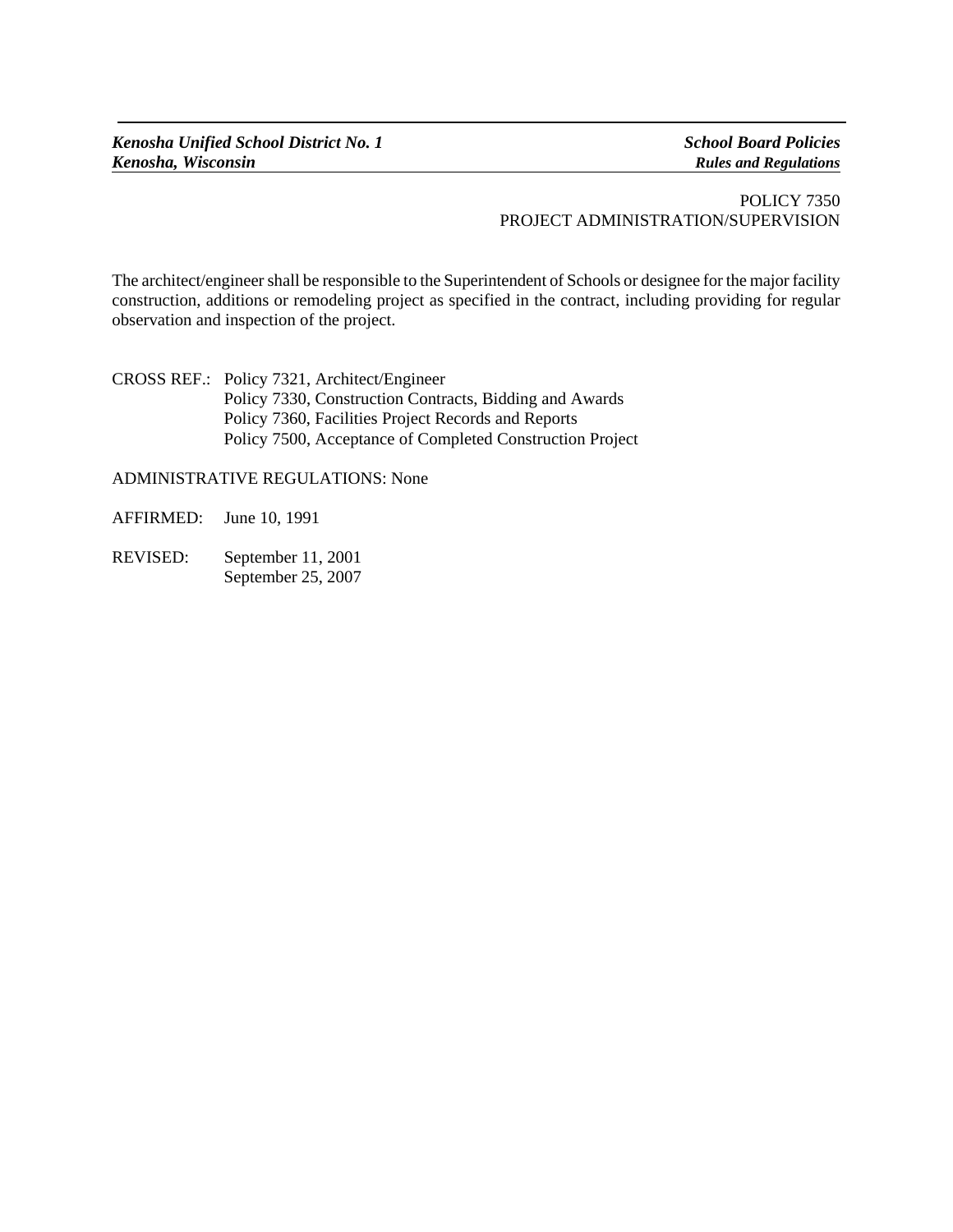# POLICY 7350
## PROJECT ADMINISTRATION/SUPERVISION

The architect/engineer shall be responsible to the Superintendent of Schools or designee for the major facility construction, additions or remodeling project as specified in the contract, including providing for regular observation and inspection of the project.

CROSS REF.: Policy 7321, Architect/Engineer
Policy 7330, Construction Contracts, Bidding and Awards
Policy 7360, Facilities Project Records and Reports
Policy 7500, Acceptance of Completed Construction Project

ADMINISTRATIVE REGULATIONS: None

AFFIRMED: June 10, 1991

REVISED: September 11, 2001
September 25, 2007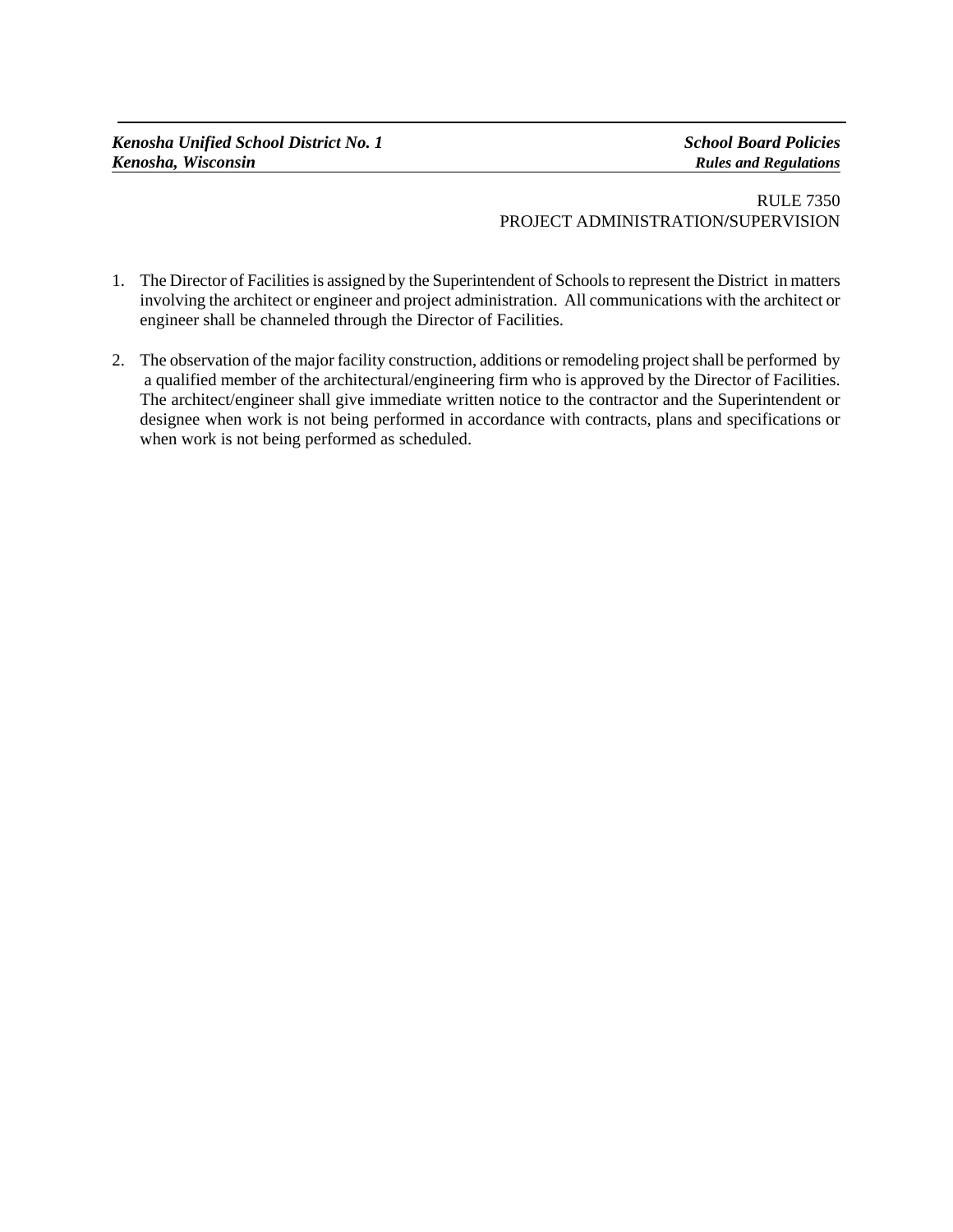RULE 7350
PROJECT ADMINISTRATION/SUPERVISION

1. The Director of Facilities is assigned by the Superintendent of Schools to represent the District in matters involving the architect or engineer and project administration. All communications with the architect or engineer shall be channeled through the Director of Facilities.

2. The observation of the major facility construction, additions or remodeling project shall be performed by a qualified member of the architectural/engineering firm who is approved by the Director of Facilities. The architect/engineer shall give immediate written notice to the contractor and the Superintendent or designee when work is not being performed in accordance with contracts, plans and specifications or when work is not being performed as scheduled.